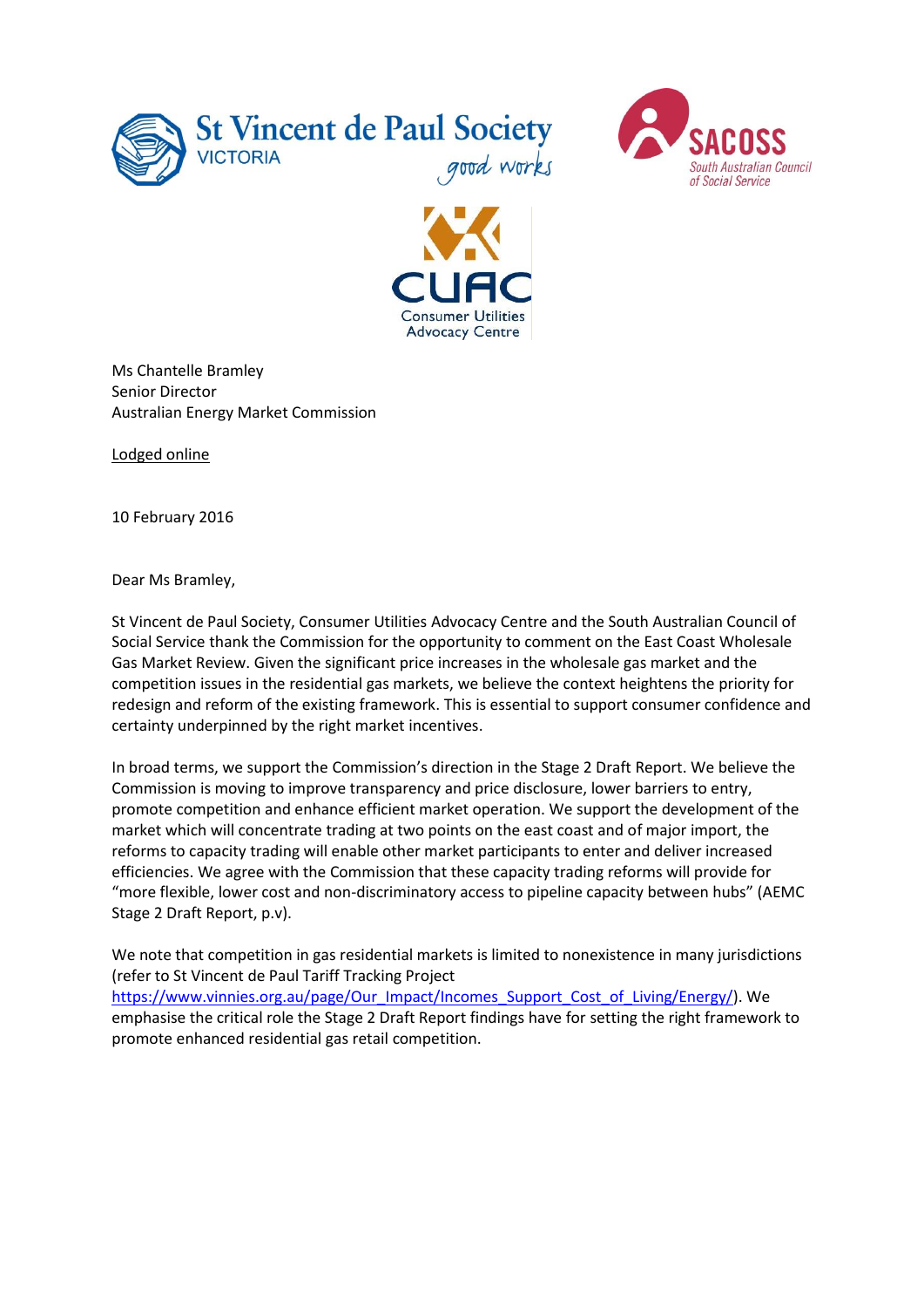Ms Chantelle Bramley
Senior Director
Australian Energy Market Commission

Lodged online

10 February 2016

Dear Ms Bramley,

St Vincent de Paul Society, Consumer Utilities Advocacy Centre and the South Australian Council of Social Service thank the Commission for the opportunity to comment on the East Coast Wholesale Gas Market Review. Given the significant price increases in the wholesale gas market and the competition issues in the residential gas markets, we believe the context heightens the priority for redesign and reform of the existing framework. This is essential to support consumer confidence and certainty underpinned by the right market incentives.

In broad terms, we support the Commission's direction in the Stage 2 Draft Report. We believe the Commission is moving to improve transparency and price disclosure, lower barriers to entry, promote competition and enhance efficient market operation. We support the development of the market which will concentrate trading at two points on the east coast and of major import, the reforms to capacity trading will enable other market participants to enter and deliver increased efficiencies. We agree with the Commission that these capacity trading reforms will provide for "more flexible, lower cost and non-discriminatory access to pipeline capacity between hubs" (AEMC Stage 2 Draft Report, p.v).

We note that competition in gas residential markets is limited to nonexistence in many jurisdictions (refer to St Vincent de Paul Tariff Tracking Project https://www.vinnies.org.au/page/Our_Impact/Incomes_Support_Cost_of_Living/Energy/). We emphasise the critical role the Stage 2 Draft Report findings have for setting the right framework to promote enhanced residential gas retail competition.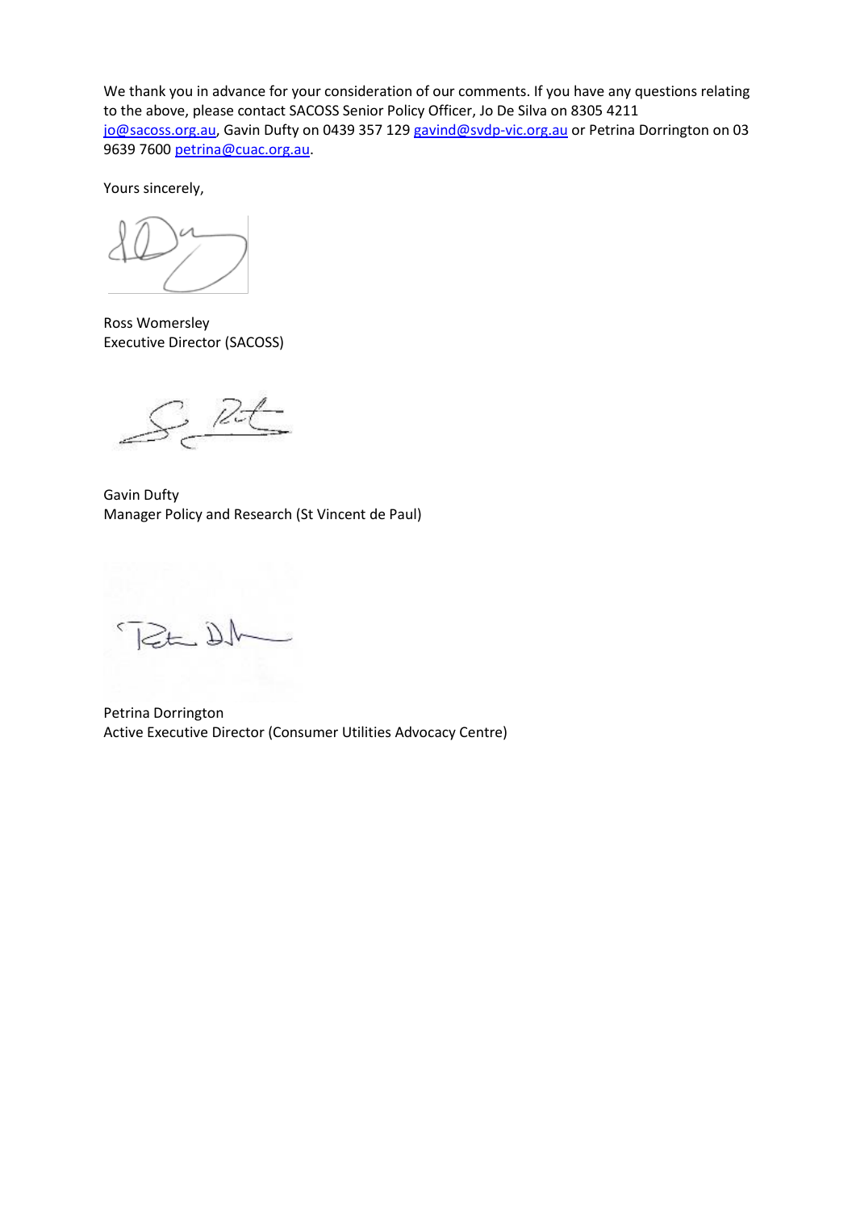We thank you in advance for your consideration of our comments. If you have any questions relating to the above, please contact SACOSS Senior Policy Officer, Jo De Silva on 8305 4211 jo@sacoss.org.au, Gavin Dufty on 0439 357 129 gavind@svdp-vic.org.au or Petrina Dorrington on 03 9639 7600 petrina@cuac.org.au.

Yours sincerely,

Ross Womersley
Executive Director (SACOSS)

Gavin Dufty
Manager Policy and Research (St Vincent de Paul)

Petrina Dorrington
Active Executive Director (Consumer Utilities Advocacy Centre)